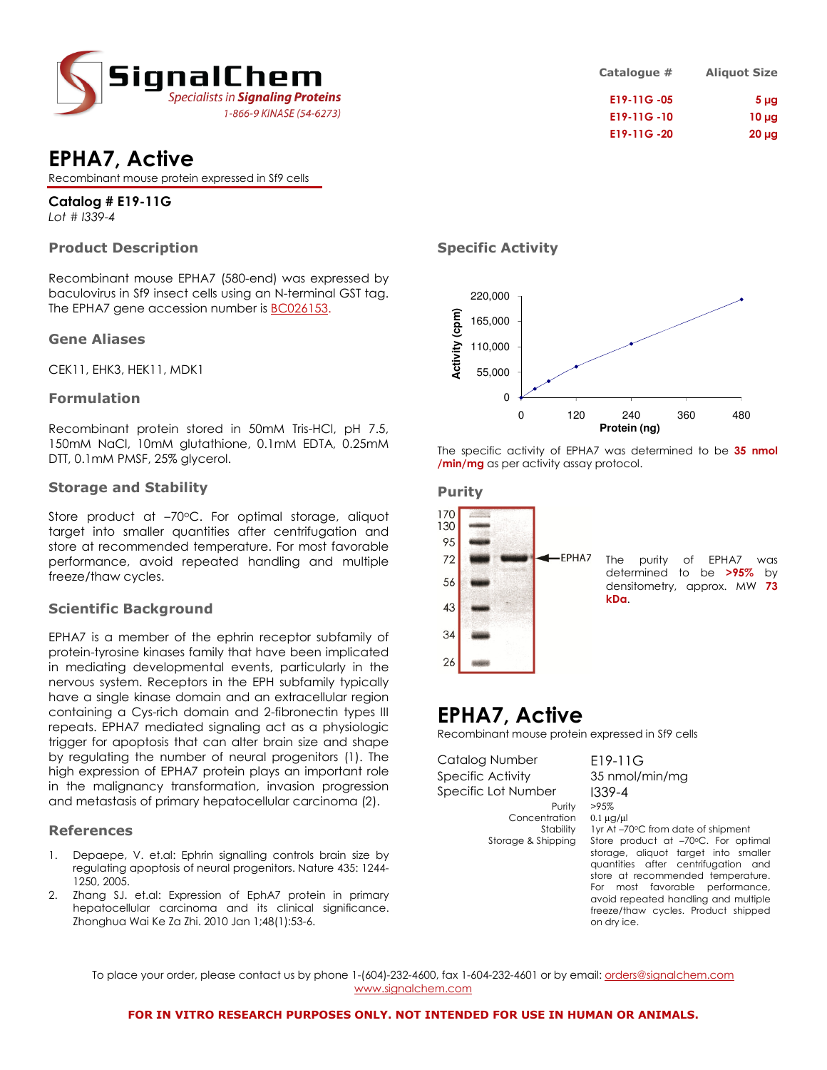# SignalChem

*Specialists in Signaling Proteins*

*1-866-9 KINASE (54-6273)*

| Catalogue # | Aliquot Size |
|---|---|
| E19-11G -05 | 5 µg |
| E19-11G -10 | 10 µg |
| E19-11G -20 | 20 µg |

# EPHA7, Active

Recombinant mouse protein expressed in Sf9 cells

**Catalog # E19-11G**

*Lot # I339-4*

## Product Description

Recombinant mouse EPHA7 (580-end) was expressed by baculovirus in Sf9 insect cells using an N-terminal GST tag. The EPHA7 gene accession number is BC026153.

## Gene Aliases

CEK11, EHK3, HEK11, MDK1

## Formulation

Recombinant protein stored in 50mM Tris-HCl, pH 7.5, 150mM NaCl, 10mM glutathione, 0.1mM EDTA, 0.25mM DTT, 0.1mM PMSF, 25% glycerol.

## Storage and Stability

Store product at –70°C. For optimal storage, aliquot target into smaller quantities after centrifugation and store at recommended temperature. For most favorable performance, avoid repeated handling and multiple freeze/thaw cycles.

## Scientific Background

EPHA7 is a member of the ephrin receptor subfamily of protein-tyrosine kinases family that have been implicated in mediating developmental events, particularly in the nervous system. Receptors in the EPH subfamily typically have a single kinase domain and an extracellular region containing a Cys-rich domain and 2-fibronectin types III repeats. EPHA7 mediated signaling act as a physiologic trigger for apoptosis that can alter brain size and shape by regulating the number of neural progenitors (1). The high expression of EPHA7 protein plays an important role in the malignancy transformation, invasion progression and metastasis of primary hepatocellular carcinoma (2).

## References

1. Depaepe, V. et.al: Ephrin signalling controls brain size by regulating apoptosis of neural progenitors. Nature 435: 1244-1250, 2005.
2. Zhang SJ. et.al: Expression of EphA7 protein in primary hepatocellular carcinoma and its clinical significance. Zhonghua Wai Ke Za Zhi. 2010 Jan 1;48(1):53-6.

## Specific Activity

The specific activity of EPHA7 was determined to be **35 nmol /min/mg** as per activity assay protocol.

## Purity

The purity of EPHA7 was determined to be **>95%** by densitometry, approx. MW **73 kDa**.

# EPHA7, Active

Recombinant mouse protein expressed in Sf9 cells

| | |
|---|---|
| Catalog Number | E19-11G |
| Specific Activity | 35 nmol/min/mg |
| Specific Lot Number | I339-4 |
| Purity | >95% |
| Concentration | 0.1 µg/µl |
| Stability | 1yr At –70°C from date of shipment |
| Storage & Shipping | Store product at –70°C. For optimal storage, aliquot target into smaller quantities after centrifugation and store at recommended temperature. For most favorable performance, avoid repeated handling and multiple freeze/thaw cycles. Product shipped on dry ice. |

To place your order, please contact us by phone 1-(604)-232-4600, fax 1-604-232-4601 or by email: orders@signalchem.com
www.signalchem.com

**FOR IN VITRO RESEARCH PURPOSES ONLY. NOT INTENDED FOR USE IN HUMAN OR ANIMALS.**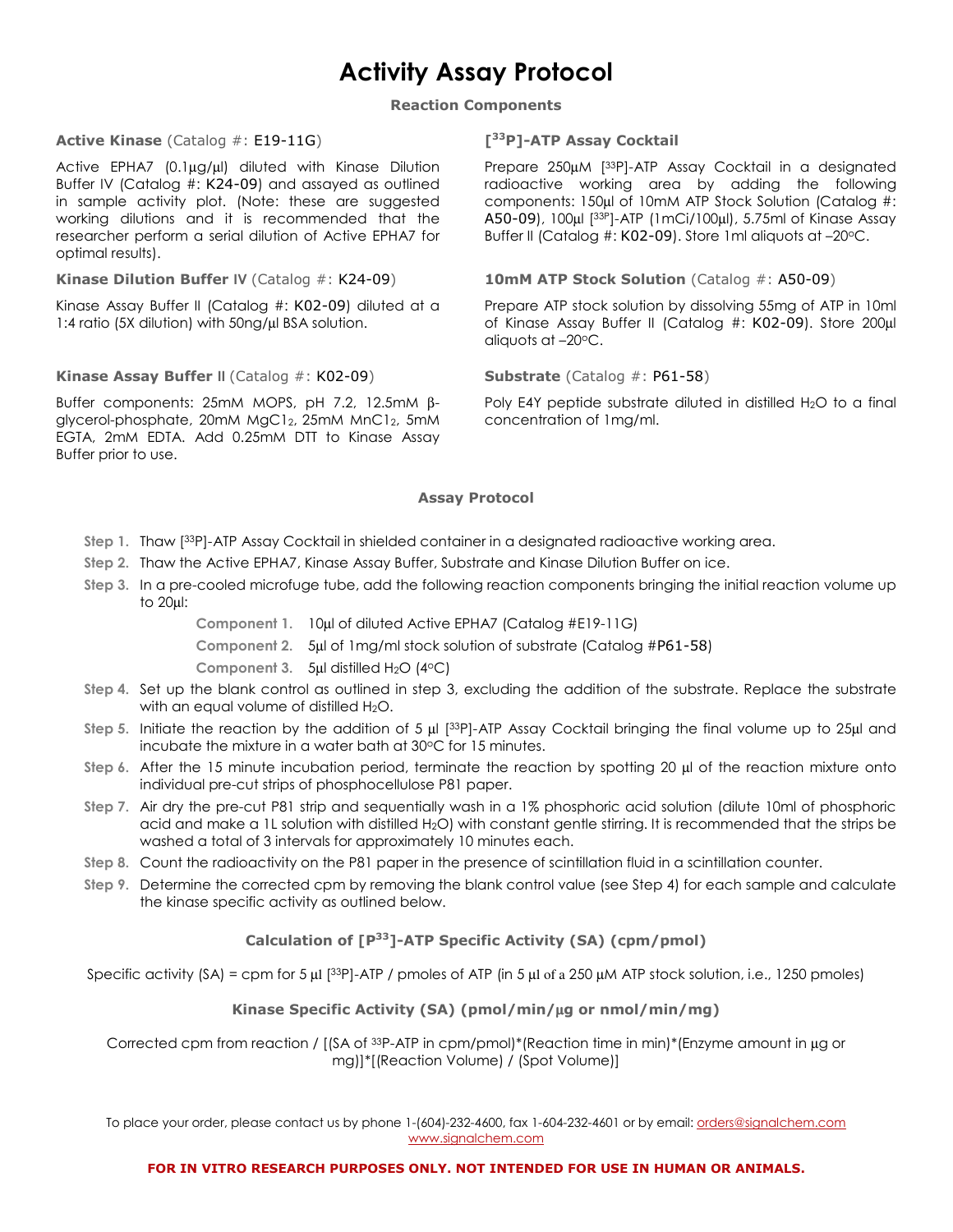# Activity Assay Protocol

## Reaction Components

**Active Kinase** (Catalog #: E19-11G)

Active EPHA7 (0.1µg/µl) diluted with Kinase Dilution Buffer IV (Catalog #: K24-09) and assayed as outlined in sample activity plot. (Note: these are suggested working dilutions and it is recommended that the researcher perform a serial dilution of Active EPHA7 for optimal results).

**Kinase Dilution Buffer IV** (Catalog #: K24-09)

Kinase Assay Buffer II (Catalog #: K02-09) diluted at a 1:4 ratio (5X dilution) with 50ng/µl BSA solution.

**Kinase Assay Buffer II** (Catalog #: K02-09)

Buffer components: 25mM MOPS, pH 7.2, 12.5mM β-glycerol-phosphate, 20mM $MgC1_2$, 25mM $MnC1_2$, 5mM EGTA, 2mM EDTA. Add 0.25mM DTT to Kinase Assay Buffer prior to use.

**[$^{33}$P]-ATP Assay Cocktail**

Prepare 250µM [$^{33}$P]-ATP Assay Cocktail in a designated radioactive working area by adding the following components: 150µl of 10mM ATP Stock Solution (Catalog #: A50-09), 100µl [$^{33}$P]-ATP (1mCi/100µl), 5.75ml of Kinase Assay Buffer II (Catalog #: K02-09). Store 1ml aliquots at –20°C.

**10mM ATP Stock Solution** (Catalog #: A50-09)

Prepare ATP stock solution by dissolving 55mg of ATP in 10ml of Kinase Assay Buffer II (Catalog #: K02-09). Store 200µl aliquots at –20°C.

**Substrate** (Catalog #: P61-58)

Poly E4Y peptide substrate diluted in distilled $H_2O$ to a final concentration of 1mg/ml.

## Assay Protocol

- **Step 1.** Thaw [$^{33}$P]-ATP Assay Cocktail in shielded container in a designated radioactive working area.
- **Step 2.** Thaw the Active EPHA7, Kinase Assay Buffer, Substrate and Kinase Dilution Buffer on ice.
- **Step 3.** In a pre-cooled microfuge tube, add the following reaction components bringing the initial reaction volume up to 20µl:
  - **Component 1.** 10µl of diluted Active EPHA7 (Catalog #E19-11G)
  - **Component 2.** 5µl of 1mg/ml stock solution of substrate (Catalog #P61-58)
  - **Component 3.** 5µl distilled $H_2O$ (4°C)
- **Step 4.** Set up the blank control as outlined in step 3, excluding the addition of the substrate. Replace the substrate with an equal volume of distilled $H_2O$.
- **Step 5.** Initiate the reaction by the addition of 5 µl [$^{33}$P]-ATP Assay Cocktail bringing the final volume up to 25µl and incubate the mixture in a water bath at 30°C for 15 minutes.
- **Step 6.** After the 15 minute incubation period, terminate the reaction by spotting 20 µl of the reaction mixture onto individual pre-cut strips of phosphocellulose P81 paper.
- **Step 7.** Air dry the pre-cut P81 strip and sequentially wash in a 1% phosphoric acid solution (dilute 10ml of phosphoric acid and make a 1L solution with distilled $H_2O$) with constant gentle stirring. It is recommended that the strips be washed a total of 3 intervals for approximately 10 minutes each.
- **Step 8.** Count the radioactivity on the P81 paper in the presence of scintillation fluid in a scintillation counter.
- **Step 9.** Determine the corrected cpm by removing the blank control value (see Step 4) for each sample and calculate the kinase specific activity as outlined below.

### Calculation of [P$^{33}$]-ATP Specific Activity (SA) (cpm/pmol)

Specific activity (SA) = cpm for 5 µl [$^{33}$P]-ATP / pmoles of ATP (in 5 µl of a 250 µM ATP stock solution, i.e., 1250 pmoles)

### Kinase Specific Activity (SA) (pmol/min/µg or nmol/min/mg)

Corrected cpm from reaction / [(SA of $^{33}$P-ATP in cpm/pmol)*(Reaction time in min)*(Enzyme amount in µg or mg)]*[(Reaction Volume) / (Spot Volume)]

To place your order, please contact us by phone 1-(604)-232-4600, fax 1-604-232-4601 or by email: orders@signalchem.com
www.signalchem.com

**FOR IN VITRO RESEARCH PURPOSES ONLY. NOT INTENDED FOR USE IN HUMAN OR ANIMALS.**